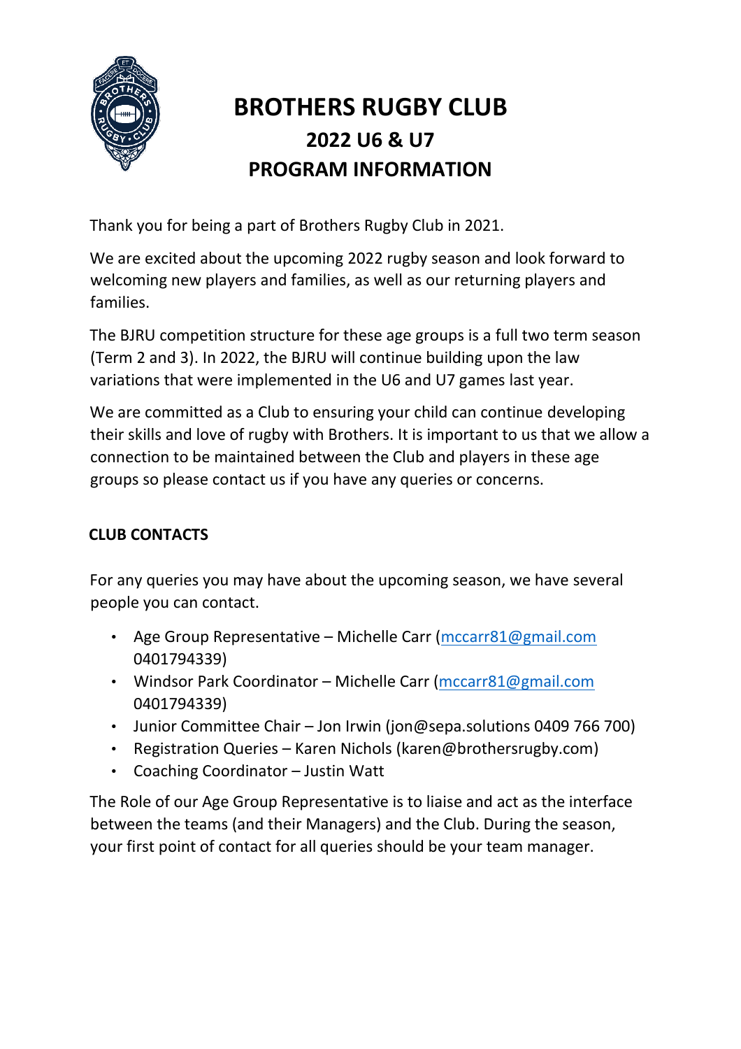# BROTHERS RUGBY CLUB
## 2022 U6 & U7
## PROGRAM INFORMATION

Thank you for being a part of Brothers Rugby Club in 2021.

We are excited about the upcoming 2022 rugby season and look forward to welcoming new players and families, as well as our returning players and families.

The BJRU competition structure for these age groups is a full two term season (Term 2 and 3). In 2022, the BJRU will continue building upon the law variations that were implemented in the U6 and U7 games last year.

We are committed as a Club to ensuring your child can continue developing their skills and love of rugby with Brothers. It is important to us that we allow a connection to be maintained between the Club and players in these age groups so please contact us if you have any queries or concerns.

### CLUB CONTACTS

For any queries you may have about the upcoming season, we have several people you can contact.

- Age Group Representative – Michelle Carr (mccarr81@gmail.com 0401794339)
- Windsor Park Coordinator – Michelle Carr (mccarr81@gmail.com 0401794339)
- Junior Committee Chair – Jon Irwin (jon@sepa.solutions 0409 766 700)
- Registration Queries – Karen Nichols (karen@brothersrugby.com)
- Coaching Coordinator – Justin Watt

The Role of our Age Group Representative is to liaise and act as the interface between the teams (and their Managers) and the Club. During the season, your first point of contact for all queries should be your team manager.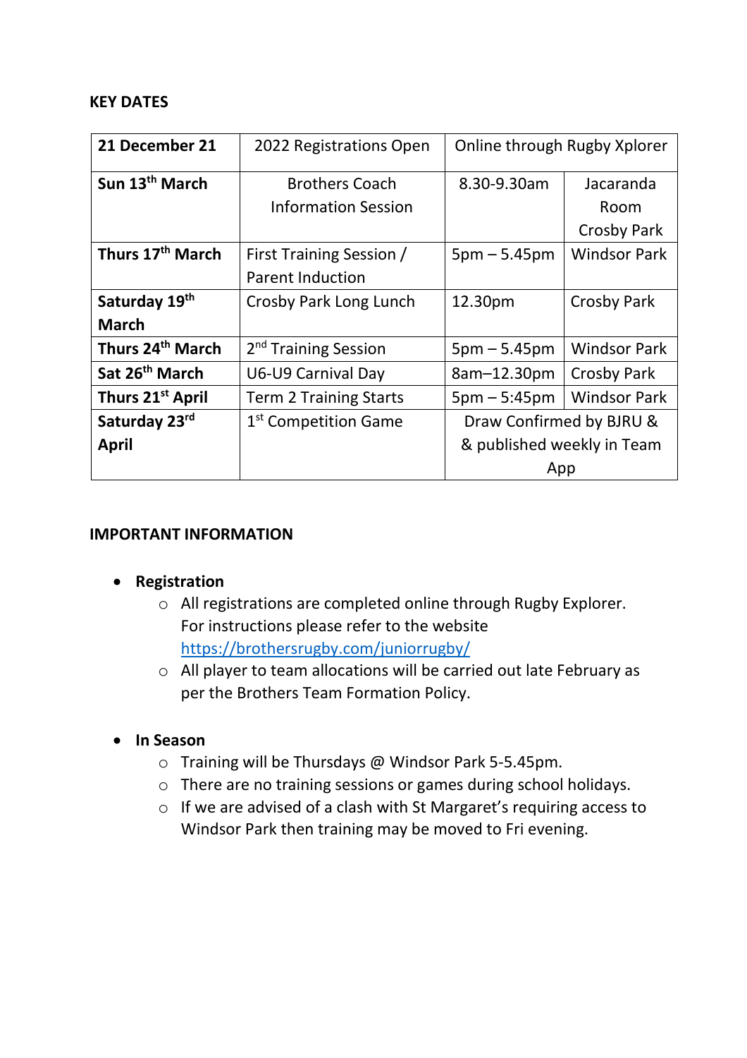**KEY DATES**

| 21 December 21 | 2022 Registrations Open | Online through Rugby Xplorer | |
|---|---|---|---|
| Sun 13th March | Brothers Coach Information Session | 8.30-9.30am | Jacaranda Room Crosby Park |
| Thurs 17th March | First Training Session / Parent Induction | 5pm – 5.45pm | Windsor Park |
| Saturday 19th March | Crosby Park Long Lunch | 12.30pm | Crosby Park |
| Thurs 24th March | 2nd Training Session | 5pm – 5.45pm | Windsor Park |
| Sat 26th March | U6-U9 Carnival Day | 8am–12.30pm | Crosby Park |
| Thurs 21st April | Term 2 Training Starts | 5pm – 5:45pm | Windsor Park |
| Saturday 23rd April | 1st Competition Game | Draw Confirmed by BJRU & & published weekly in Team App | |

**IMPORTANT INFORMATION**

- **Registration**
  - All registrations are completed online through Rugby Explorer. For instructions please refer to the website https://brothersrugby.com/juniorrugby/
  - All player to team allocations will be carried out late February as per the Brothers Team Formation Policy.

- **In Season**
  - Training will be Thursdays @ Windsor Park 5-5.45pm.
  - There are no training sessions or games during school holidays.
  - If we are advised of a clash with St Margaret's requiring access to Windsor Park then training may be moved to Fri evening.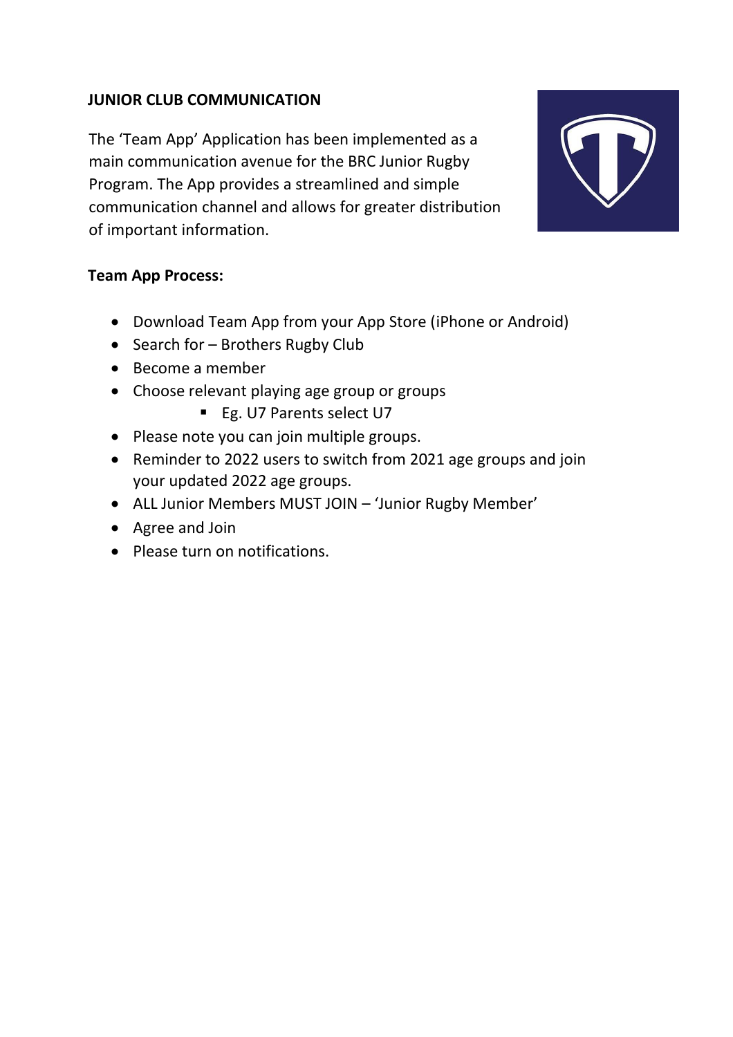**JUNIOR CLUB COMMUNICATION**

The 'Team App' Application has been implemented as a main communication avenue for the BRC Junior Rugby Program. The App provides a streamlined and simple communication channel and allows for greater distribution of important information.

**Team App Process:**

- Download Team App from your App Store (iPhone or Android)
- Search for – Brothers Rugby Club
- Become a member
- Choose relevant playing age group or groups
    - Eg. U7 Parents select U7
- Please note you can join multiple groups.
- Reminder to 2022 users to switch from 2021 age groups and join your updated 2022 age groups.
- ALL Junior Members MUST JOIN – 'Junior Rugby Member'
- Agree and Join
- Please turn on notifications.